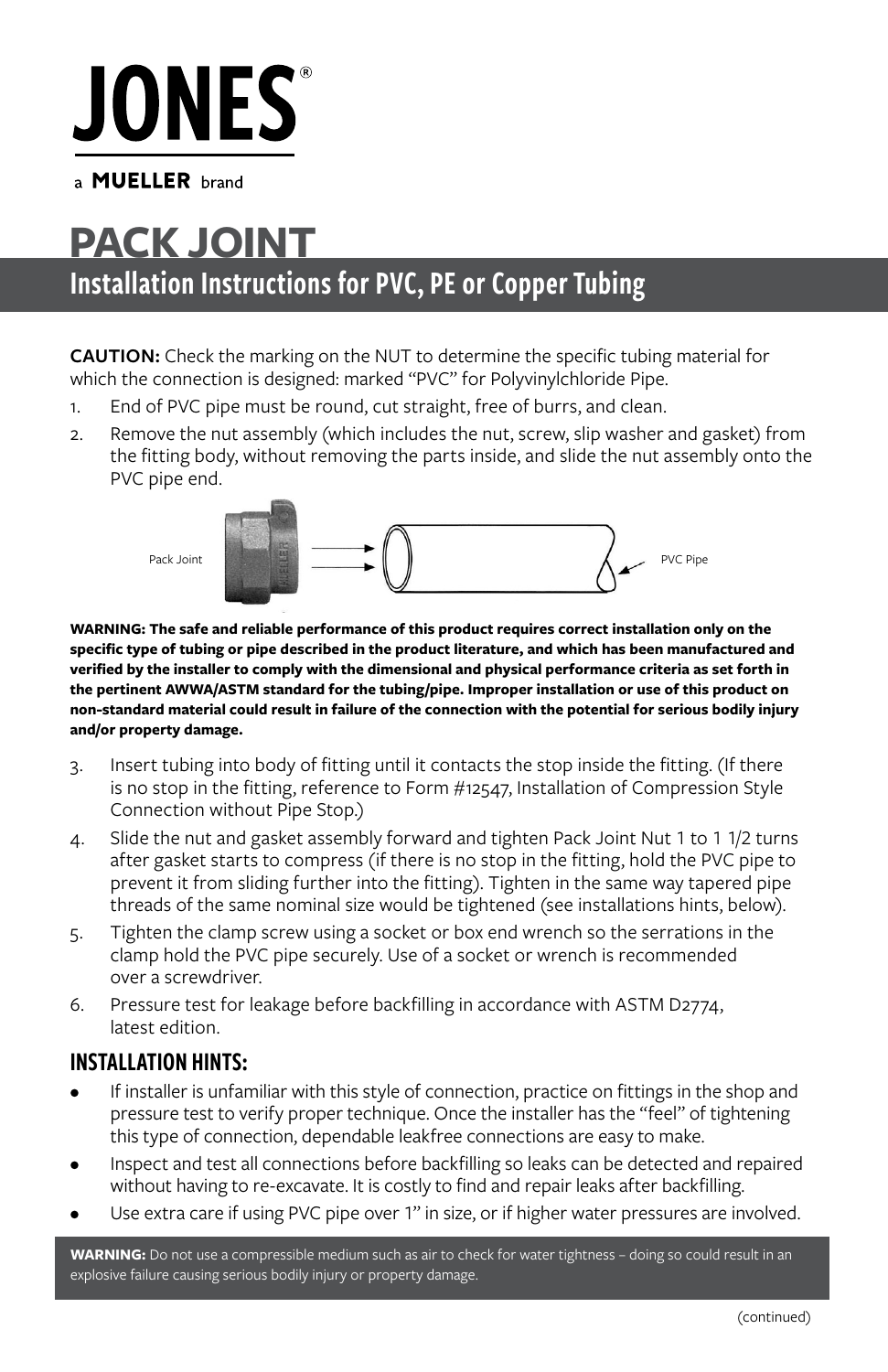# JONES®

a **MUELLER** brand

# PACK JOINT

## Installation Instructions for PVC, PE or Copper Tubing

**CAUTION:** Check the marking on the NUT to determine the specific tubing material for which the connection is designed: marked "PVC" for Polyvinylchloride Pipe.

1. End of PVC pipe must be round, cut straight, free of burrs, and clean.
2. Remove the nut assembly (which includes the nut, screw, slip washer and gasket) from the fitting body, without removing the parts inside, and slide the nut assembly onto the PVC pipe end.

Pack Joint    PVC Pipe

**WARNING: The safe and reliable performance of this product requires correct installation only on the specific type of tubing or pipe described in the product literature, and which has been manufactured and verified by the installer to comply with the dimensional and physical performance criteria as set forth in the pertinent AWWA/ASTM standard for the tubing/pipe. Improper installation or use of this product on non-standard material could result in failure of the connection with the potential for serious bodily injury and/or property damage.**

3. Insert tubing into body of fitting until it contacts the stop inside the fitting. (If there is no stop in the fitting, reference to Form #12547, Installation of Compression Style Connection without Pipe Stop.)
4. Slide the nut and gasket assembly forward and tighten Pack Joint Nut 1 to 1 1/2 turns after gasket starts to compress (if there is no stop in the fitting, hold the PVC pipe to prevent it from sliding further into the fitting). Tighten in the same way tapered pipe threads of the same nominal size would be tightened (see installations hints, below).
5. Tighten the clamp screw using a socket or box end wrench so the serrations in the clamp hold the PVC pipe securely. Use of a socket or wrench is recommended over a screwdriver.
6. Pressure test for leakage before backfilling in accordance with ASTM D2774, latest edition.

### INSTALLATION HINTS:

- If installer is unfamiliar with this style of connection, practice on fittings in the shop and pressure test to verify proper technique. Once the installer has the "feel" of tightening this type of connection, dependable leakfree connections are easy to make.
- Inspect and test all connections before backfilling so leaks can be detected and repaired without having to re-excavate. It is costly to find and repair leaks after backfilling.
- Use extra care if using PVC pipe over 1" in size, or if higher water pressures are involved.

**WARNING:** Do not use a compressible medium such as air to check for water tightness – doing so could result in an explosive failure causing serious bodily injury or property damage.

(continued)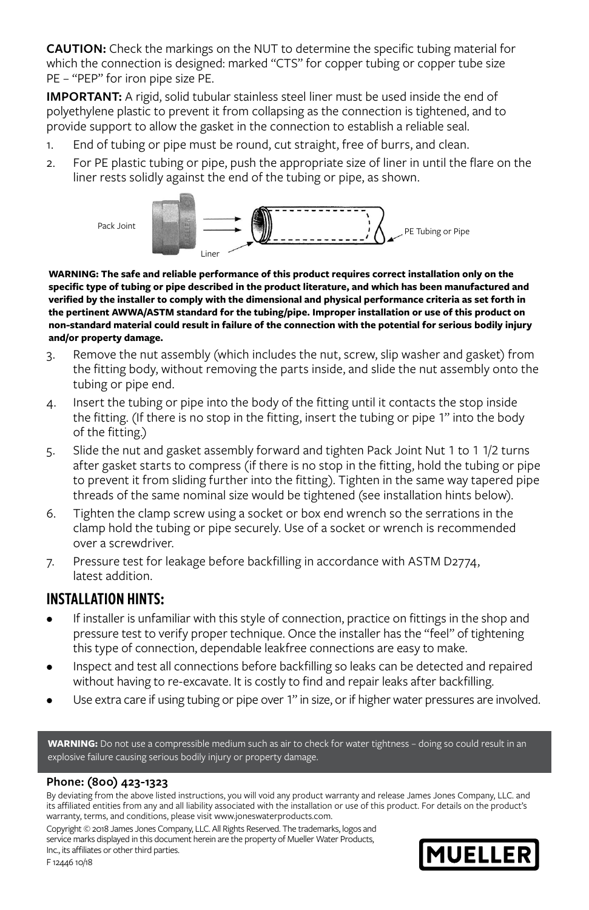**CAUTION:** Check the markings on the NUT to determine the specific tubing material for which the connection is designed: marked "CTS" for copper tubing or copper tube size PE – "PEP" for iron pipe size PE.

**IMPORTANT:** A rigid, solid tubular stainless steel liner must be used inside the end of polyethylene plastic to prevent it from collapsing as the connection is tightened, and to provide support to allow the gasket in the connection to establish a reliable seal.

1. End of tubing or pipe must be round, cut straight, free of burrs, and clean.
2. For PE plastic tubing or pipe, push the appropriate size of liner in until the flare on the liner rests solidly against the end of the tubing or pipe, as shown.

Pack Joint

Liner

PE Tubing or Pipe

**WARNING: The safe and reliable performance of this product requires correct installation only on the specific type of tubing or pipe described in the product literature, and which has been manufactured and verified by the installer to comply with the dimensional and physical performance criteria as set forth in the pertinent AWWA/ASTM standard for the tubing/pipe. Improper installation or use of this product on non-standard material could result in failure of the connection with the potential for serious bodily injury and/or property damage.**

3. Remove the nut assembly (which includes the nut, screw, slip washer and gasket) from the fitting body, without removing the parts inside, and slide the nut assembly onto the tubing or pipe end.
4. Insert the tubing or pipe into the body of the fitting until it contacts the stop inside the fitting. (If there is no stop in the fitting, insert the tubing or pipe 1" into the body of the fitting.)
5. Slide the nut and gasket assembly forward and tighten Pack Joint Nut 1 to 1 1/2 turns after gasket starts to compress (if there is no stop in the fitting, hold the tubing or pipe to prevent it from sliding further into the fitting). Tighten in the same way tapered pipe threads of the same nominal size would be tightened (see installation hints below).
6. Tighten the clamp screw using a socket or box end wrench so the serrations in the clamp hold the tubing or pipe securely. Use of a socket or wrench is recommended over a screwdriver.
7. Pressure test for leakage before backfilling in accordance with ASTM D2774, latest addition.

## INSTALLATION HINTS:

- If installer is unfamiliar with this style of connection, practice on fittings in the shop and pressure test to verify proper technique. Once the installer has the "feel" of tightening this type of connection, dependable leakfree connections are easy to make.
- Inspect and test all connections before backfilling so leaks can be detected and repaired without having to re-excavate. It is costly to find and repair leaks after backfilling.
- Use extra care if using tubing or pipe over 1" in size, or if higher water pressures are involved.

**WARNING:** Do not use a compressible medium such as air to check for water tightness – doing so could result in an explosive failure causing serious bodily injury or property damage.

**Phone: (800) 423-1323**

By deviating from the above listed instructions, you will void any product warranty and release James Jones Company, LLC. and its affiliated entities from any and all liability associated with the installation or use of this product. For details on the product's warranty, terms, and conditions, please visit www.joneswaterproducts.com.

Copyright © 2018 James Jones Company, LLC. All Rights Reserved. The trademarks, logos and service marks displayed in this document herein are the property of Mueller Water Products, Inc., its affiliates or other third parties.

F 12446 10/18

MUELLER